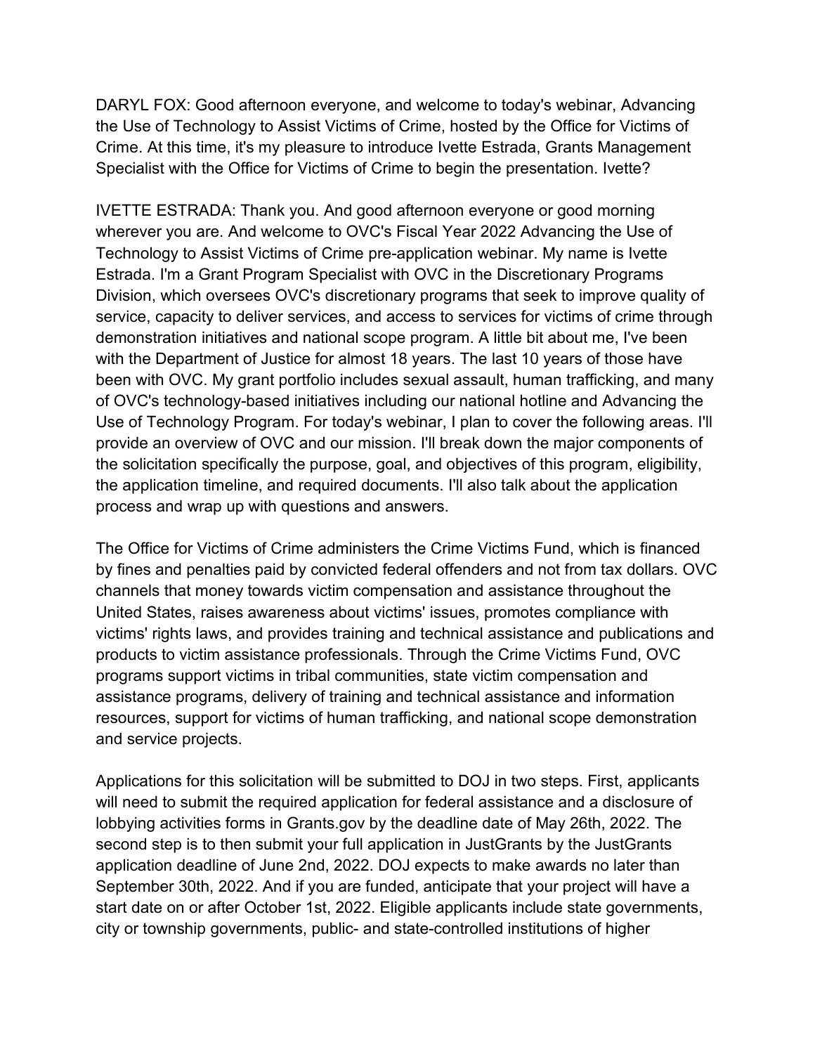DARYL FOX: Good afternoon everyone, and welcome to today's webinar, Advancing the Use of Technology to Assist Victims of Crime, hosted by the Office for Victims of Crime. At this time, it's my pleasure to introduce Ivette Estrada, Grants Management Specialist with the Office for Victims of Crime to begin the presentation. Ivette?

IVETTE ESTRADA: Thank you. And good afternoon everyone or good morning wherever you are. And welcome to OVC's Fiscal Year 2022 Advancing the Use of Technology to Assist Victims of Crime pre-application webinar. My name is Ivette Estrada. I'm a Grant Program Specialist with OVC in the Discretionary Programs Division, which oversees OVC's discretionary programs that seek to improve quality of service, capacity to deliver services, and access to services for victims of crime through demonstration initiatives and national scope program. A little bit about me, I've been with the Department of Justice for almost 18 years. The last 10 years of those have been with OVC. My grant portfolio includes sexual assault, human trafficking, and many of OVC's technology-based initiatives including our national hotline and Advancing the Use of Technology Program. For today's webinar, I plan to cover the following areas. I'll provide an overview of OVC and our mission. I'll break down the major components of the solicitation specifically the purpose, goal, and objectives of this program, eligibility, the application timeline, and required documents. I'll also talk about the application process and wrap up with questions and answers.

The Office for Victims of Crime administers the Crime Victims Fund, which is financed by fines and penalties paid by convicted federal offenders and not from tax dollars. OVC channels that money towards victim compensation and assistance throughout the United States, raises awareness about victims' issues, promotes compliance with victims' rights laws, and provides training and technical assistance and publications and products to victim assistance professionals. Through the Crime Victims Fund, OVC programs support victims in tribal communities, state victim compensation and assistance programs, delivery of training and technical assistance and information resources, support for victims of human trafficking, and national scope demonstration and service projects.

Applications for this solicitation will be submitted to DOJ in two steps. First, applicants will need to submit the required application for federal assistance and a disclosure of lobbying activities forms in Grants.gov by the deadline date of May 26th, 2022. The second step is to then submit your full application in JustGrants by the JustGrants application deadline of June 2nd, 2022. DOJ expects to make awards no later than September 30th, 2022. And if you are funded, anticipate that your project will have a start date on or after October 1st, 2022. Eligible applicants include state governments, city or township governments, public- and state-controlled institutions of higher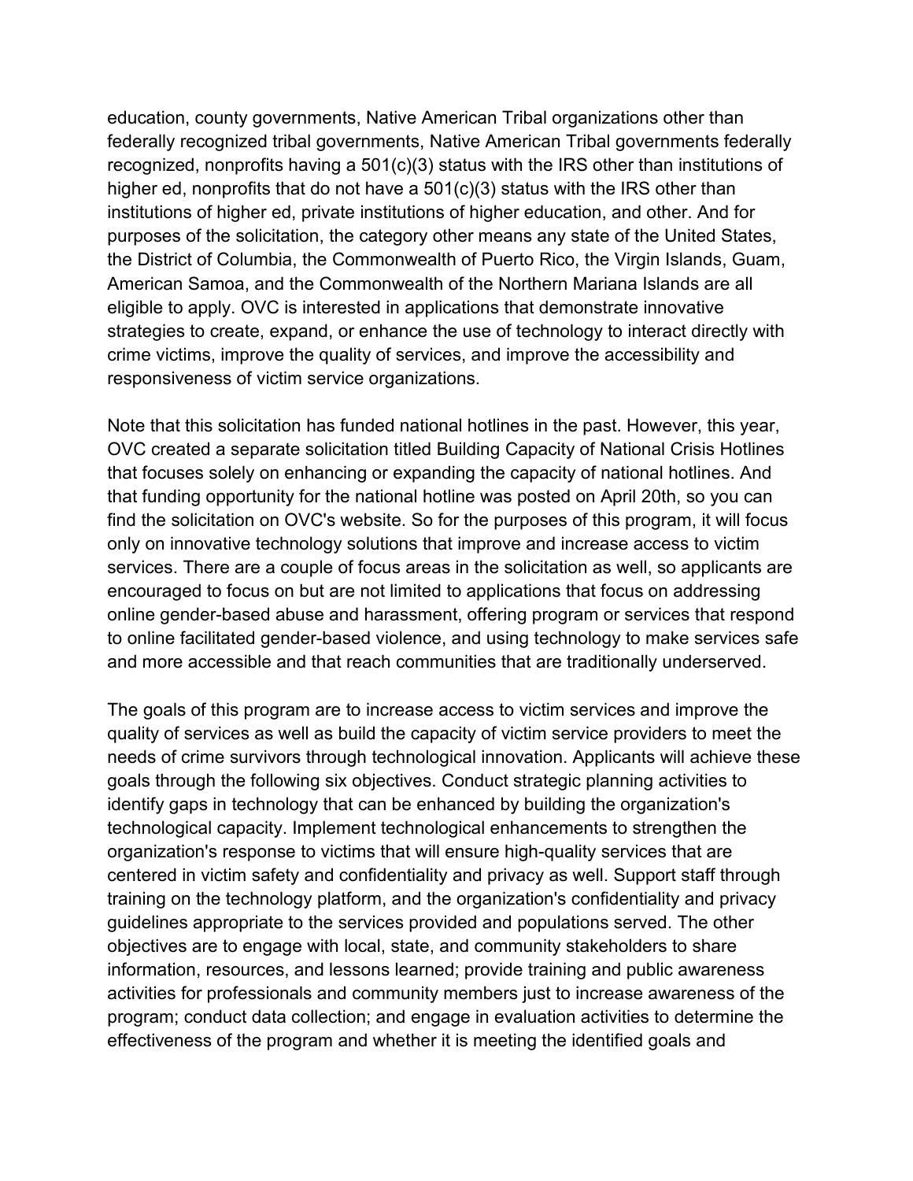education, county governments, Native American Tribal organizations other than federally recognized tribal governments, Native American Tribal governments federally recognized, nonprofits having a 501(c)(3) status with the IRS other than institutions of higher ed, nonprofits that do not have a 501(c)(3) status with the IRS other than institutions of higher ed, private institutions of higher education, and other. And for purposes of the solicitation, the category other means any state of the United States, the District of Columbia, the Commonwealth of Puerto Rico, the Virgin Islands, Guam, American Samoa, and the Commonwealth of the Northern Mariana Islands are all eligible to apply. OVC is interested in applications that demonstrate innovative strategies to create, expand, or enhance the use of technology to interact directly with crime victims, improve the quality of services, and improve the accessibility and responsiveness of victim service organizations.

Note that this solicitation has funded national hotlines in the past. However, this year, OVC created a separate solicitation titled Building Capacity of National Crisis Hotlines that focuses solely on enhancing or expanding the capacity of national hotlines. And that funding opportunity for the national hotline was posted on April 20th, so you can find the solicitation on OVC's website. So for the purposes of this program, it will focus only on innovative technology solutions that improve and increase access to victim services. There are a couple of focus areas in the solicitation as well, so applicants are encouraged to focus on but are not limited to applications that focus on addressing online gender-based abuse and harassment, offering program or services that respond to online facilitated gender-based violence, and using technology to make services safe and more accessible and that reach communities that are traditionally underserved.

The goals of this program are to increase access to victim services and improve the quality of services as well as build the capacity of victim service providers to meet the needs of crime survivors through technological innovation. Applicants will achieve these goals through the following six objectives. Conduct strategic planning activities to identify gaps in technology that can be enhanced by building the organization's technological capacity. Implement technological enhancements to strengthen the organization's response to victims that will ensure high-quality services that are centered in victim safety and confidentiality and privacy as well. Support staff through training on the technology platform, and the organization's confidentiality and privacy guidelines appropriate to the services provided and populations served. The other objectives are to engage with local, state, and community stakeholders to share information, resources, and lessons learned; provide training and public awareness activities for professionals and community members just to increase awareness of the program; conduct data collection; and engage in evaluation activities to determine the effectiveness of the program and whether it is meeting the identified goals and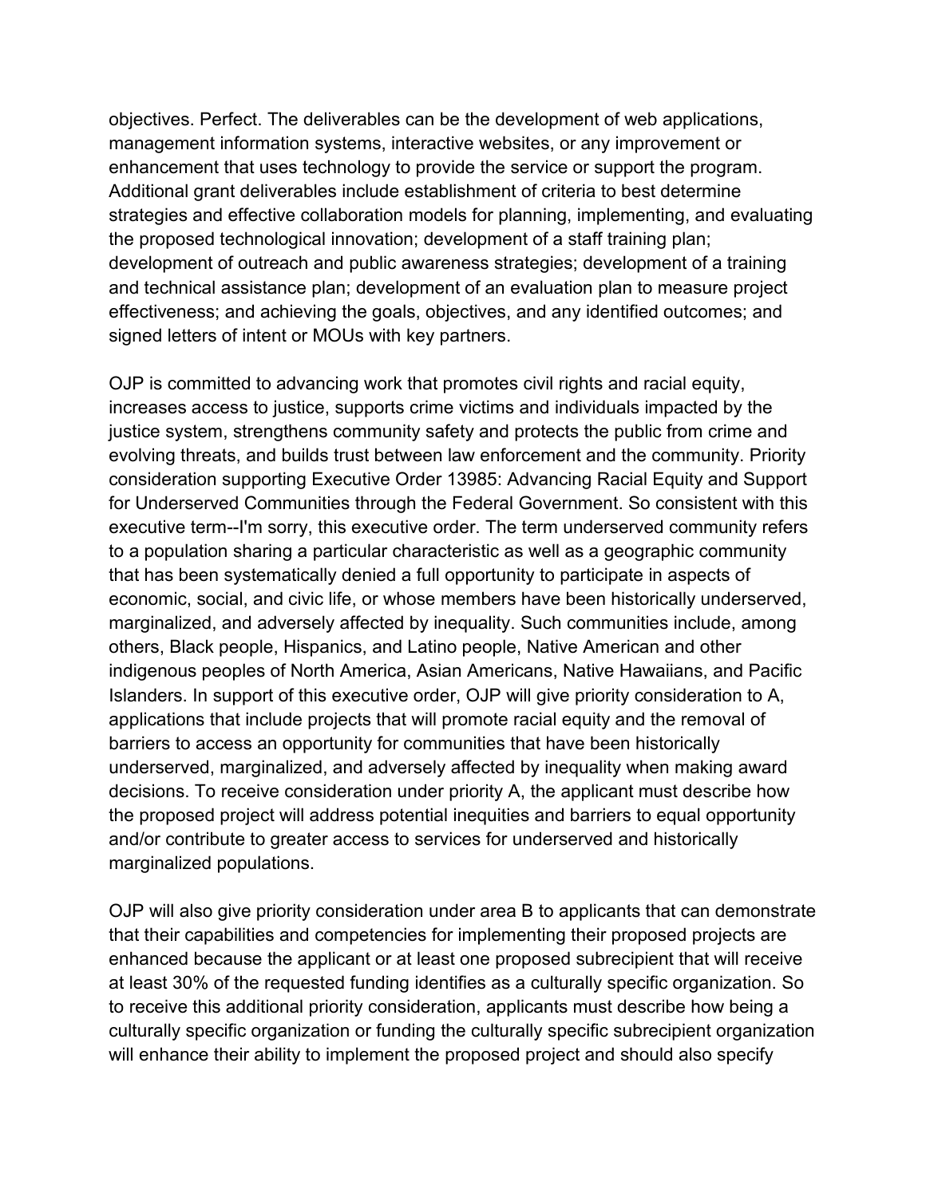objectives. Perfect. The deliverables can be the development of web applications, management information systems, interactive websites, or any improvement or enhancement that uses technology to provide the service or support the program. Additional grant deliverables include establishment of criteria to best determine strategies and effective collaboration models for planning, implementing, and evaluating the proposed technological innovation; development of a staff training plan; development of outreach and public awareness strategies; development of a training and technical assistance plan; development of an evaluation plan to measure project effectiveness; and achieving the goals, objectives, and any identified outcomes; and signed letters of intent or MOUs with key partners.

OJP is committed to advancing work that promotes civil rights and racial equity, increases access to justice, supports crime victims and individuals impacted by the justice system, strengthens community safety and protects the public from crime and evolving threats, and builds trust between law enforcement and the community. Priority consideration supporting Executive Order 13985: Advancing Racial Equity and Support for Underserved Communities through the Federal Government. So consistent with this executive term--I'm sorry, this executive order. The term underserved community refers to a population sharing a particular characteristic as well as a geographic community that has been systematically denied a full opportunity to participate in aspects of economic, social, and civic life, or whose members have been historically underserved, marginalized, and adversely affected by inequality. Such communities include, among others, Black people, Hispanics, and Latino people, Native American and other indigenous peoples of North America, Asian Americans, Native Hawaiians, and Pacific Islanders. In support of this executive order, OJP will give priority consideration to A, applications that include projects that will promote racial equity and the removal of barriers to access an opportunity for communities that have been historically underserved, marginalized, and adversely affected by inequality when making award decisions. To receive consideration under priority A, the applicant must describe how the proposed project will address potential inequities and barriers to equal opportunity and/or contribute to greater access to services for underserved and historically marginalized populations.

OJP will also give priority consideration under area B to applicants that can demonstrate that their capabilities and competencies for implementing their proposed projects are enhanced because the applicant or at least one proposed subrecipient that will receive at least 30% of the requested funding identifies as a culturally specific organization. So to receive this additional priority consideration, applicants must describe how being a culturally specific organization or funding the culturally specific subrecipient organization will enhance their ability to implement the proposed project and should also specify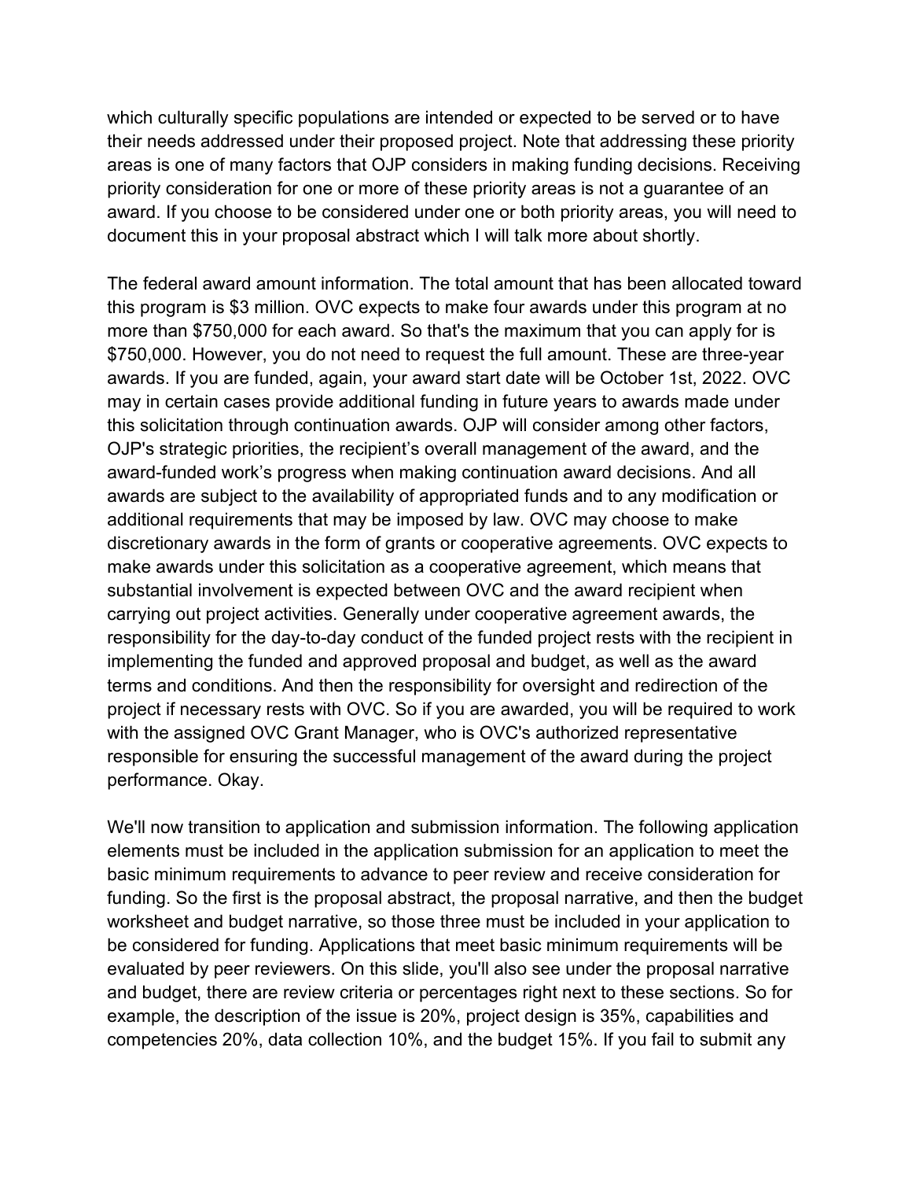which culturally specific populations are intended or expected to be served or to have their needs addressed under their proposed project. Note that addressing these priority areas is one of many factors that OJP considers in making funding decisions. Receiving priority consideration for one or more of these priority areas is not a guarantee of an award. If you choose to be considered under one or both priority areas, you will need to document this in your proposal abstract which I will talk more about shortly.

The federal award amount information. The total amount that has been allocated toward this program is $3 million. OVC expects to make four awards under this program at no more than $750,000 for each award. So that's the maximum that you can apply for is $750,000. However, you do not need to request the full amount. These are three-year awards. If you are funded, again, your award start date will be October 1st, 2022. OVC may in certain cases provide additional funding in future years to awards made under this solicitation through continuation awards. OJP will consider among other factors, OJP's strategic priorities, the recipient's overall management of the award, and the award-funded work's progress when making continuation award decisions. And all awards are subject to the availability of appropriated funds and to any modification or additional requirements that may be imposed by law. OVC may choose to make discretionary awards in the form of grants or cooperative agreements. OVC expects to make awards under this solicitation as a cooperative agreement, which means that substantial involvement is expected between OVC and the award recipient when carrying out project activities. Generally under cooperative agreement awards, the responsibility for the day-to-day conduct of the funded project rests with the recipient in implementing the funded and approved proposal and budget, as well as the award terms and conditions. And then the responsibility for oversight and redirection of the project if necessary rests with OVC. So if you are awarded, you will be required to work with the assigned OVC Grant Manager, who is OVC's authorized representative responsible for ensuring the successful management of the award during the project performance. Okay.

We'll now transition to application and submission information. The following application elements must be included in the application submission for an application to meet the basic minimum requirements to advance to peer review and receive consideration for funding. So the first is the proposal abstract, the proposal narrative, and then the budget worksheet and budget narrative, so those three must be included in your application to be considered for funding. Applications that meet basic minimum requirements will be evaluated by peer reviewers. On this slide, you'll also see under the proposal narrative and budget, there are review criteria or percentages right next to these sections. So for example, the description of the issue is 20%, project design is 35%, capabilities and competencies 20%, data collection 10%, and the budget 15%. If you fail to submit any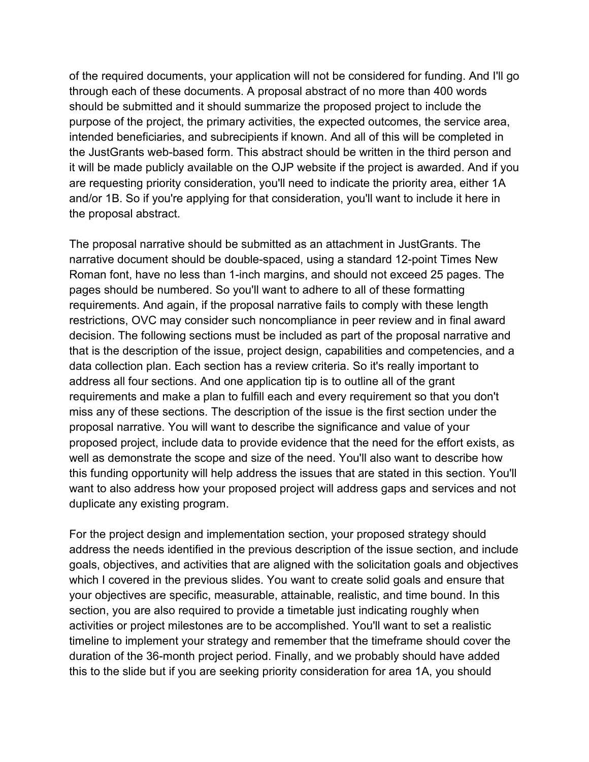of the required documents, your application will not be considered for funding. And I'll go through each of these documents. A proposal abstract of no more than 400 words should be submitted and it should summarize the proposed project to include the purpose of the project, the primary activities, the expected outcomes, the service area, intended beneficiaries, and subrecipients if known. And all of this will be completed in the JustGrants web-based form. This abstract should be written in the third person and it will be made publicly available on the OJP website if the project is awarded. And if you are requesting priority consideration, you'll need to indicate the priority area, either 1A and/or 1B. So if you're applying for that consideration, you'll want to include it here in the proposal abstract.

The proposal narrative should be submitted as an attachment in JustGrants. The narrative document should be double-spaced, using a standard 12-point Times New Roman font, have no less than 1-inch margins, and should not exceed 25 pages. The pages should be numbered. So you'll want to adhere to all of these formatting requirements. And again, if the proposal narrative fails to comply with these length restrictions, OVC may consider such noncompliance in peer review and in final award decision. The following sections must be included as part of the proposal narrative and that is the description of the issue, project design, capabilities and competencies, and a data collection plan. Each section has a review criteria. So it's really important to address all four sections. And one application tip is to outline all of the grant requirements and make a plan to fulfill each and every requirement so that you don't miss any of these sections. The description of the issue is the first section under the proposal narrative. You will want to describe the significance and value of your proposed project, include data to provide evidence that the need for the effort exists, as well as demonstrate the scope and size of the need. You'll also want to describe how this funding opportunity will help address the issues that are stated in this section. You'll want to also address how your proposed project will address gaps and services and not duplicate any existing program.

For the project design and implementation section, your proposed strategy should address the needs identified in the previous description of the issue section, and include goals, objectives, and activities that are aligned with the solicitation goals and objectives which I covered in the previous slides. You want to create solid goals and ensure that your objectives are specific, measurable, attainable, realistic, and time bound. In this section, you are also required to provide a timetable just indicating roughly when activities or project milestones are to be accomplished. You'll want to set a realistic timeline to implement your strategy and remember that the timeframe should cover the duration of the 36-month project period. Finally, and we probably should have added this to the slide but if you are seeking priority consideration for area 1A, you should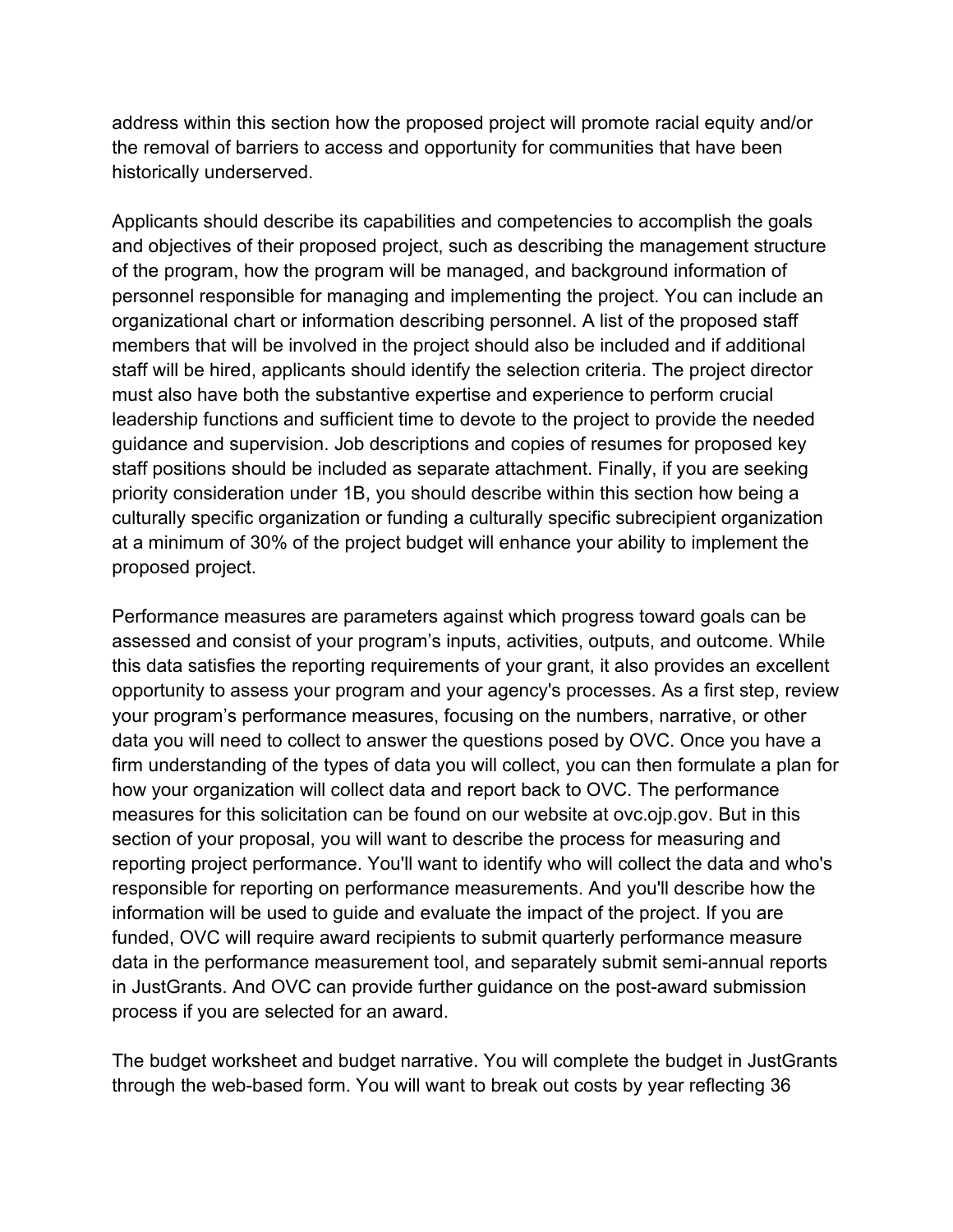address within this section how the proposed project will promote racial equity and/or the removal of barriers to access and opportunity for communities that have been historically underserved.

Applicants should describe its capabilities and competencies to accomplish the goals and objectives of their proposed project, such as describing the management structure of the program, how the program will be managed, and background information of personnel responsible for managing and implementing the project. You can include an organizational chart or information describing personnel. A list of the proposed staff members that will be involved in the project should also be included and if additional staff will be hired, applicants should identify the selection criteria. The project director must also have both the substantive expertise and experience to perform crucial leadership functions and sufficient time to devote to the project to provide the needed guidance and supervision. Job descriptions and copies of resumes for proposed key staff positions should be included as separate attachment. Finally, if you are seeking priority consideration under 1B, you should describe within this section how being a culturally specific organization or funding a culturally specific subrecipient organization at a minimum of 30% of the project budget will enhance your ability to implement the proposed project.

Performance measures are parameters against which progress toward goals can be assessed and consist of your program's inputs, activities, outputs, and outcome. While this data satisfies the reporting requirements of your grant, it also provides an excellent opportunity to assess your program and your agency's processes. As a first step, review your program's performance measures, focusing on the numbers, narrative, or other data you will need to collect to answer the questions posed by OVC. Once you have a firm understanding of the types of data you will collect, you can then formulate a plan for how your organization will collect data and report back to OVC. The performance measures for this solicitation can be found on our website at ovc.ojp.gov. But in this section of your proposal, you will want to describe the process for measuring and reporting project performance. You'll want to identify who will collect the data and who's responsible for reporting on performance measurements. And you'll describe how the information will be used to guide and evaluate the impact of the project. If you are funded, OVC will require award recipients to submit quarterly performance measure data in the performance measurement tool, and separately submit semi-annual reports in JustGrants. And OVC can provide further guidance on the post-award submission process if you are selected for an award.

The budget worksheet and budget narrative. You will complete the budget in JustGrants through the web-based form. You will want to break out costs by year reflecting 36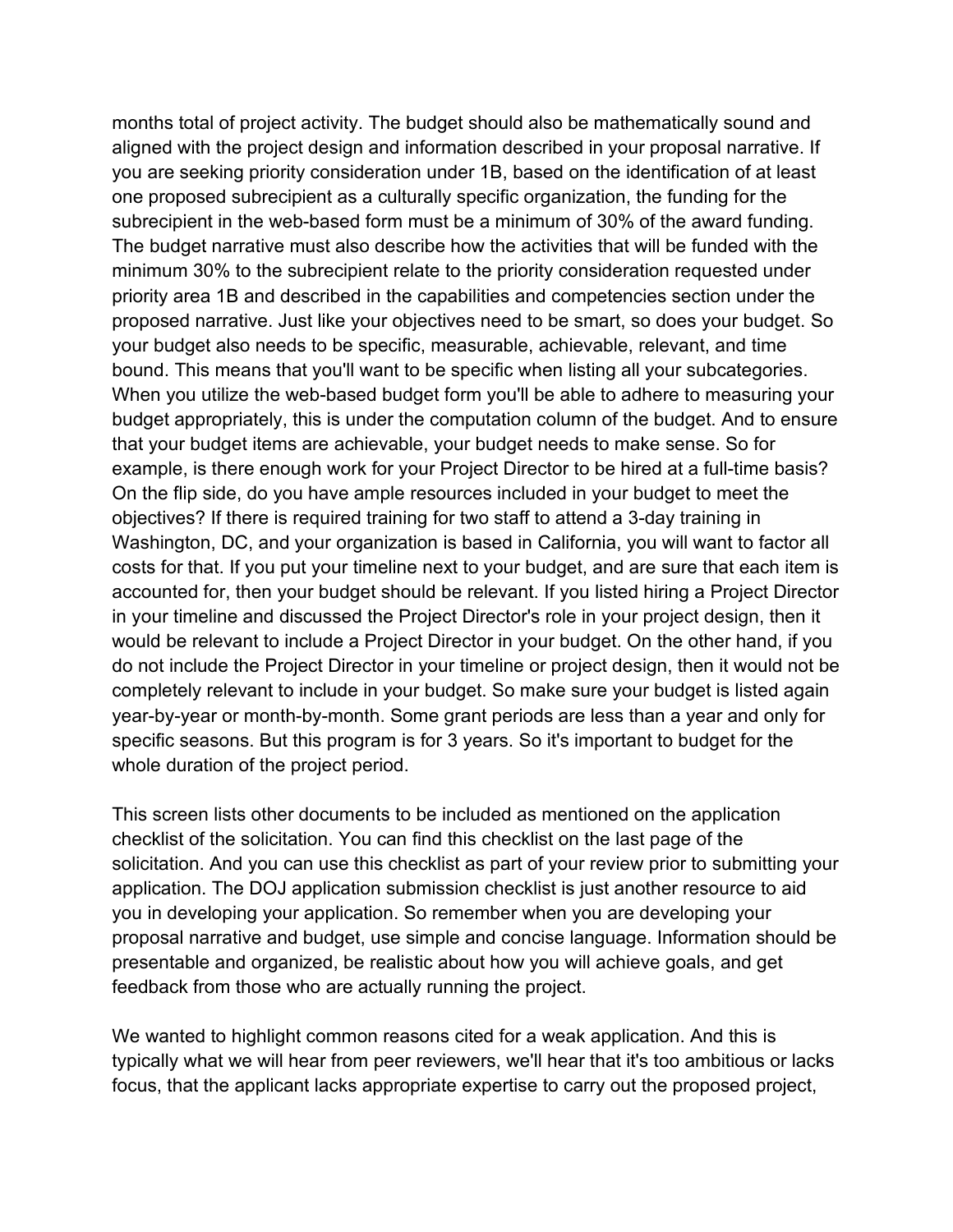months total of project activity. The budget should also be mathematically sound and aligned with the project design and information described in your proposal narrative. If you are seeking priority consideration under 1B, based on the identification of at least one proposed subrecipient as a culturally specific organization, the funding for the subrecipient in the web-based form must be a minimum of 30% of the award funding. The budget narrative must also describe how the activities that will be funded with the minimum 30% to the subrecipient relate to the priority consideration requested under priority area 1B and described in the capabilities and competencies section under the proposed narrative. Just like your objectives need to be smart, so does your budget. So your budget also needs to be specific, measurable, achievable, relevant, and time bound. This means that you'll want to be specific when listing all your subcategories. When you utilize the web-based budget form you'll be able to adhere to measuring your budget appropriately, this is under the computation column of the budget. And to ensure that your budget items are achievable, your budget needs to make sense. So for example, is there enough work for your Project Director to be hired at a full-time basis? On the flip side, do you have ample resources included in your budget to meet the objectives? If there is required training for two staff to attend a 3-day training in Washington, DC, and your organization is based in California, you will want to factor all costs for that. If you put your timeline next to your budget, and are sure that each item is accounted for, then your budget should be relevant. If you listed hiring a Project Director in your timeline and discussed the Project Director's role in your project design, then it would be relevant to include a Project Director in your budget. On the other hand, if you do not include the Project Director in your timeline or project design, then it would not be completely relevant to include in your budget. So make sure your budget is listed again year-by-year or month-by-month. Some grant periods are less than a year and only for specific seasons. But this program is for 3 years. So it's important to budget for the whole duration of the project period.

This screen lists other documents to be included as mentioned on the application checklist of the solicitation. You can find this checklist on the last page of the solicitation. And you can use this checklist as part of your review prior to submitting your application. The DOJ application submission checklist is just another resource to aid you in developing your application. So remember when you are developing your proposal narrative and budget, use simple and concise language. Information should be presentable and organized, be realistic about how you will achieve goals, and get feedback from those who are actually running the project.

We wanted to highlight common reasons cited for a weak application. And this is typically what we will hear from peer reviewers, we'll hear that it's too ambitious or lacks focus, that the applicant lacks appropriate expertise to carry out the proposed project,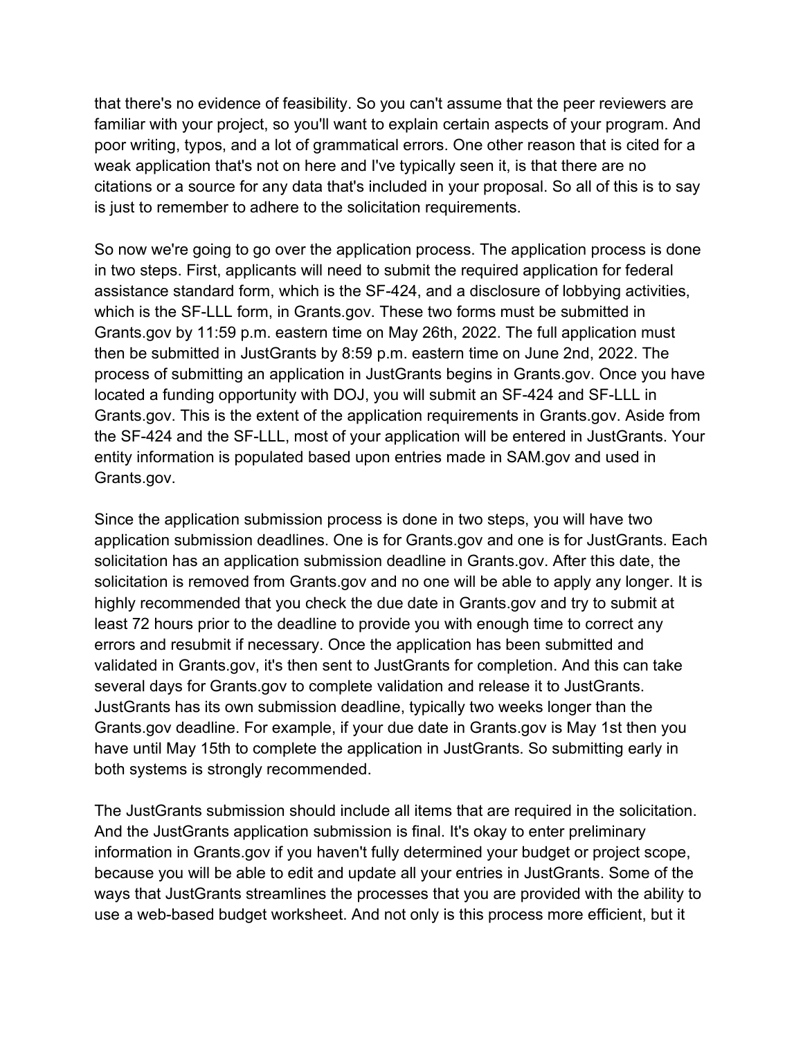that there's no evidence of feasibility. So you can't assume that the peer reviewers are familiar with your project, so you'll want to explain certain aspects of your program. And poor writing, typos, and a lot of grammatical errors. One other reason that is cited for a weak application that's not on here and I've typically seen it, is that there are no citations or a source for any data that's included in your proposal. So all of this is to say is just to remember to adhere to the solicitation requirements.

So now we're going to go over the application process. The application process is done in two steps. First, applicants will need to submit the required application for federal assistance standard form, which is the SF-424, and a disclosure of lobbying activities, which is the SF-LLL form, in Grants.gov. These two forms must be submitted in Grants.gov by 11:59 p.m. eastern time on May 26th, 2022. The full application must then be submitted in JustGrants by 8:59 p.m. eastern time on June 2nd, 2022. The process of submitting an application in JustGrants begins in Grants.gov. Once you have located a funding opportunity with DOJ, you will submit an SF-424 and SF-LLL in Grants.gov. This is the extent of the application requirements in Grants.gov. Aside from the SF-424 and the SF-LLL, most of your application will be entered in JustGrants. Your entity information is populated based upon entries made in SAM.gov and used in Grants.gov.

Since the application submission process is done in two steps, you will have two application submission deadlines. One is for Grants.gov and one is for JustGrants. Each solicitation has an application submission deadline in Grants.gov. After this date, the solicitation is removed from Grants.gov and no one will be able to apply any longer. It is highly recommended that you check the due date in Grants.gov and try to submit at least 72 hours prior to the deadline to provide you with enough time to correct any errors and resubmit if necessary. Once the application has been submitted and validated in Grants.gov, it's then sent to JustGrants for completion. And this can take several days for Grants.gov to complete validation and release it to JustGrants. JustGrants has its own submission deadline, typically two weeks longer than the Grants.gov deadline. For example, if your due date in Grants.gov is May 1st then you have until May 15th to complete the application in JustGrants. So submitting early in both systems is strongly recommended.

The JustGrants submission should include all items that are required in the solicitation. And the JustGrants application submission is final. It's okay to enter preliminary information in Grants.gov if you haven't fully determined your budget or project scope, because you will be able to edit and update all your entries in JustGrants. Some of the ways that JustGrants streamlines the processes that you are provided with the ability to use a web-based budget worksheet. And not only is this process more efficient, but it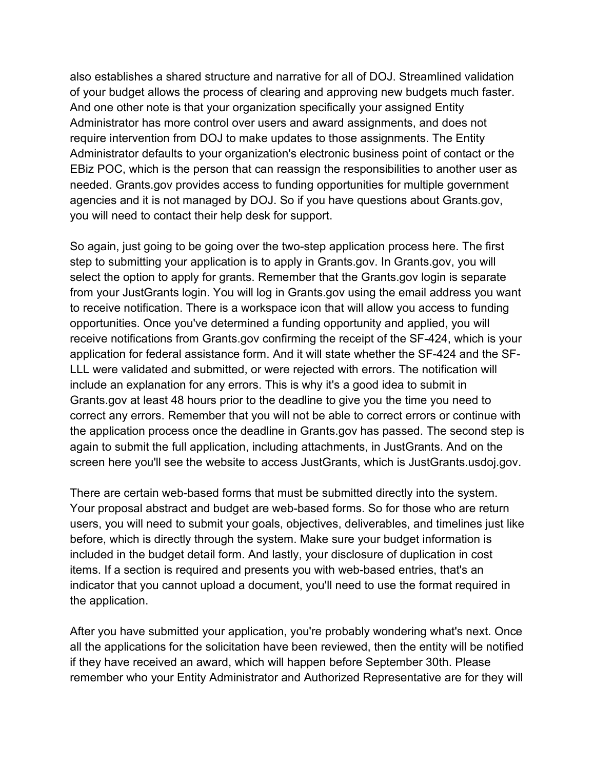also establishes a shared structure and narrative for all of DOJ. Streamlined validation of your budget allows the process of clearing and approving new budgets much faster. And one other note is that your organization specifically your assigned Entity Administrator has more control over users and award assignments, and does not require intervention from DOJ to make updates to those assignments. The Entity Administrator defaults to your organization's electronic business point of contact or the EBiz POC, which is the person that can reassign the responsibilities to another user as needed. Grants.gov provides access to funding opportunities for multiple government agencies and it is not managed by DOJ. So if you have questions about Grants.gov, you will need to contact their help desk for support.

So again, just going to be going over the two-step application process here. The first step to submitting your application is to apply in Grants.gov. In Grants.gov, you will select the option to apply for grants. Remember that the Grants.gov login is separate from your JustGrants login. You will log in Grants.gov using the email address you want to receive notification. There is a workspace icon that will allow you access to funding opportunities. Once you've determined a funding opportunity and applied, you will receive notifications from Grants.gov confirming the receipt of the SF-424, which is your application for federal assistance form. And it will state whether the SF-424 and the SF-LLL were validated and submitted, or were rejected with errors. The notification will include an explanation for any errors. This is why it's a good idea to submit in Grants.gov at least 48 hours prior to the deadline to give you the time you need to correct any errors. Remember that you will not be able to correct errors or continue with the application process once the deadline in Grants.gov has passed. The second step is again to submit the full application, including attachments, in JustGrants. And on the screen here you'll see the website to access JustGrants, which is JustGrants.usdoj.gov.

There are certain web-based forms that must be submitted directly into the system. Your proposal abstract and budget are web-based forms. So for those who are return users, you will need to submit your goals, objectives, deliverables, and timelines just like before, which is directly through the system. Make sure your budget information is included in the budget detail form. And lastly, your disclosure of duplication in cost items. If a section is required and presents you with web-based entries, that's an indicator that you cannot upload a document, you'll need to use the format required in the application.

After you have submitted your application, you're probably wondering what's next. Once all the applications for the solicitation have been reviewed, then the entity will be notified if they have received an award, which will happen before September 30th. Please remember who your Entity Administrator and Authorized Representative are for they will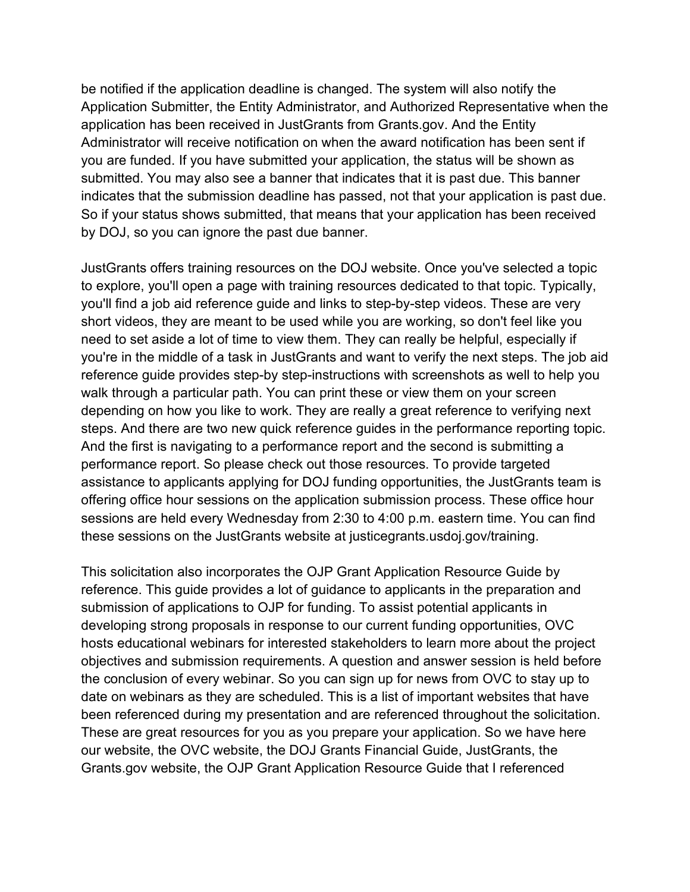be notified if the application deadline is changed. The system will also notify the Application Submitter, the Entity Administrator, and Authorized Representative when the application has been received in JustGrants from Grants.gov. And the Entity Administrator will receive notification on when the award notification has been sent if you are funded. If you have submitted your application, the status will be shown as submitted. You may also see a banner that indicates that it is past due. This banner indicates that the submission deadline has passed, not that your application is past due. So if your status shows submitted, that means that your application has been received by DOJ, so you can ignore the past due banner.

JustGrants offers training resources on the DOJ website. Once you've selected a topic to explore, you'll open a page with training resources dedicated to that topic. Typically, you'll find a job aid reference guide and links to step-by-step videos. These are very short videos, they are meant to be used while you are working, so don't feel like you need to set aside a lot of time to view them. They can really be helpful, especially if you're in the middle of a task in JustGrants and want to verify the next steps. The job aid reference guide provides step-by step-instructions with screenshots as well to help you walk through a particular path. You can print these or view them on your screen depending on how you like to work. They are really a great reference to verifying next steps. And there are two new quick reference guides in the performance reporting topic. And the first is navigating to a performance report and the second is submitting a performance report. So please check out those resources. To provide targeted assistance to applicants applying for DOJ funding opportunities, the JustGrants team is offering office hour sessions on the application submission process. These office hour sessions are held every Wednesday from 2:30 to 4:00 p.m. eastern time. You can find these sessions on the JustGrants website at justicegrants.usdoj.gov/training.

This solicitation also incorporates the OJP Grant Application Resource Guide by reference. This guide provides a lot of guidance to applicants in the preparation and submission of applications to OJP for funding. To assist potential applicants in developing strong proposals in response to our current funding opportunities, OVC hosts educational webinars for interested stakeholders to learn more about the project objectives and submission requirements. A question and answer session is held before the conclusion of every webinar. So you can sign up for news from OVC to stay up to date on webinars as they are scheduled. This is a list of important websites that have been referenced during my presentation and are referenced throughout the solicitation. These are great resources for you as you prepare your application. So we have here our website, the OVC website, the DOJ Grants Financial Guide, JustGrants, the Grants.gov website, the OJP Grant Application Resource Guide that I referenced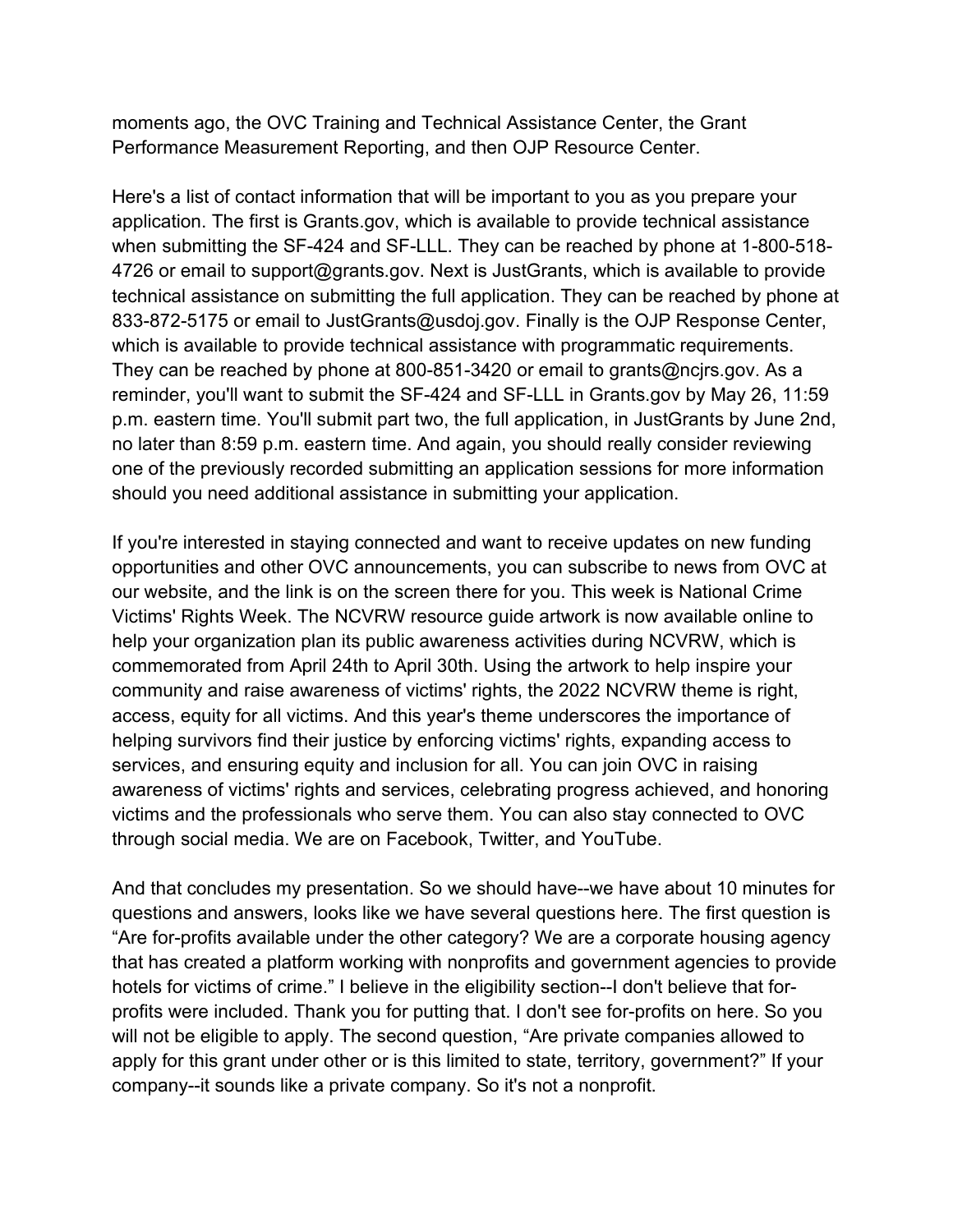moments ago, the OVC Training and Technical Assistance Center, the Grant Performance Measurement Reporting, and then OJP Resource Center.

Here's a list of contact information that will be important to you as you prepare your application. The first is Grants.gov, which is available to provide technical assistance when submitting the SF-424 and SF-LLL. They can be reached by phone at 1-800-518-4726 or email to support@grants.gov. Next is JustGrants, which is available to provide technical assistance on submitting the full application. They can be reached by phone at 833-872-5175 or email to JustGrants@usdoj.gov. Finally is the OJP Response Center, which is available to provide technical assistance with programmatic requirements. They can be reached by phone at 800-851-3420 or email to grants@ncjrs.gov. As a reminder, you'll want to submit the SF-424 and SF-LLL in Grants.gov by May 26, 11:59 p.m. eastern time. You'll submit part two, the full application, in JustGrants by June 2nd, no later than 8:59 p.m. eastern time. And again, you should really consider reviewing one of the previously recorded submitting an application sessions for more information should you need additional assistance in submitting your application.

If you're interested in staying connected and want to receive updates on new funding opportunities and other OVC announcements, you can subscribe to news from OVC at our website, and the link is on the screen there for you. This week is National Crime Victims' Rights Week. The NCVRW resource guide artwork is now available online to help your organization plan its public awareness activities during NCVRW, which is commemorated from April 24th to April 30th. Using the artwork to help inspire your community and raise awareness of victims' rights, the 2022 NCVRW theme is right, access, equity for all victims. And this year's theme underscores the importance of helping survivors find their justice by enforcing victims' rights, expanding access to services, and ensuring equity and inclusion for all. You can join OVC in raising awareness of victims' rights and services, celebrating progress achieved, and honoring victims and the professionals who serve them. You can also stay connected to OVC through social media. We are on Facebook, Twitter, and YouTube.

And that concludes my presentation. So we should have--we have about 10 minutes for questions and answers, looks like we have several questions here. The first question is "Are for-profits available under the other category? We are a corporate housing agency that has created a platform working with nonprofits and government agencies to provide hotels for victims of crime." I believe in the eligibility section--I don't believe that for-profits were included. Thank you for putting that. I don't see for-profits on here. So you will not be eligible to apply. The second question, "Are private companies allowed to apply for this grant under other or is this limited to state, territory, government?" If your company--it sounds like a private company. So it's not a nonprofit.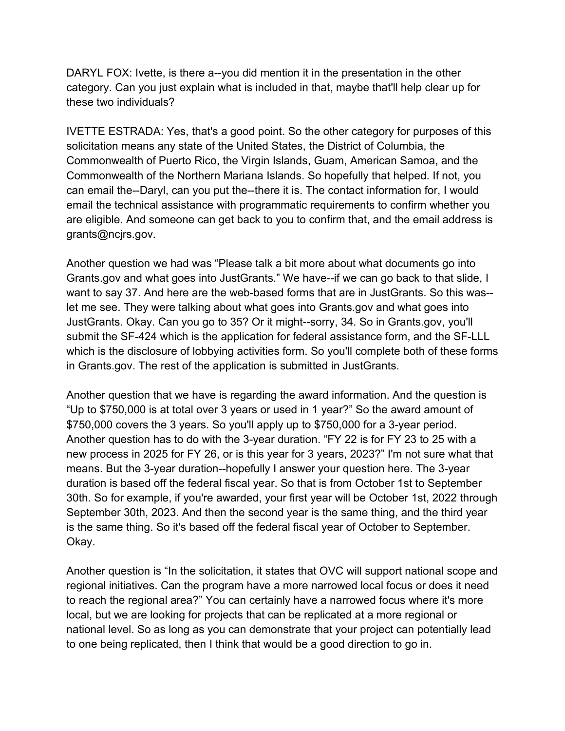DARYL FOX: Ivette, is there a--you did mention it in the presentation in the other category. Can you just explain what is included in that, maybe that'll help clear up for these two individuals?

IVETTE ESTRADA: Yes, that's a good point. So the other category for purposes of this solicitation means any state of the United States, the District of Columbia, the Commonwealth of Puerto Rico, the Virgin Islands, Guam, American Samoa, and the Commonwealth of the Northern Mariana Islands. So hopefully that helped. If not, you can email the--Daryl, can you put the--there it is. The contact information for, I would email the technical assistance with programmatic requirements to confirm whether you are eligible. And someone can get back to you to confirm that, and the email address is grants@ncjrs.gov.

Another question we had was "Please talk a bit more about what documents go into Grants.gov and what goes into JustGrants." We have--if we can go back to that slide, I want to say 37. And here are the web-based forms that are in JustGrants. So this was--let me see. They were talking about what goes into Grants.gov and what goes into JustGrants. Okay. Can you go to 35? Or it might--sorry, 34. So in Grants.gov, you'll submit the SF-424 which is the application for federal assistance form, and the SF-LLL which is the disclosure of lobbying activities form. So you'll complete both of these forms in Grants.gov. The rest of the application is submitted in JustGrants.

Another question that we have is regarding the award information. And the question is "Up to $750,000 is at total over 3 years or used in 1 year?" So the award amount of $750,000 covers the 3 years. So you'll apply up to $750,000 for a 3-year period. Another question has to do with the 3-year duration. "FY 22 is for FY 23 to 25 with a new process in 2025 for FY 26, or is this year for 3 years, 2023?" I'm not sure what that means. But the 3-year duration--hopefully I answer your question here. The 3-year duration is based off the federal fiscal year. So that is from October 1st to September 30th. So for example, if you're awarded, your first year will be October 1st, 2022 through September 30th, 2023. And then the second year is the same thing, and the third year is the same thing. So it's based off the federal fiscal year of October to September. Okay.

Another question is "In the solicitation, it states that OVC will support national scope and regional initiatives. Can the program have a more narrowed local focus or does it need to reach the regional area?" You can certainly have a narrowed focus where it's more local, but we are looking for projects that can be replicated at a more regional or national level. So as long as you can demonstrate that your project can potentially lead to one being replicated, then I think that would be a good direction to go in.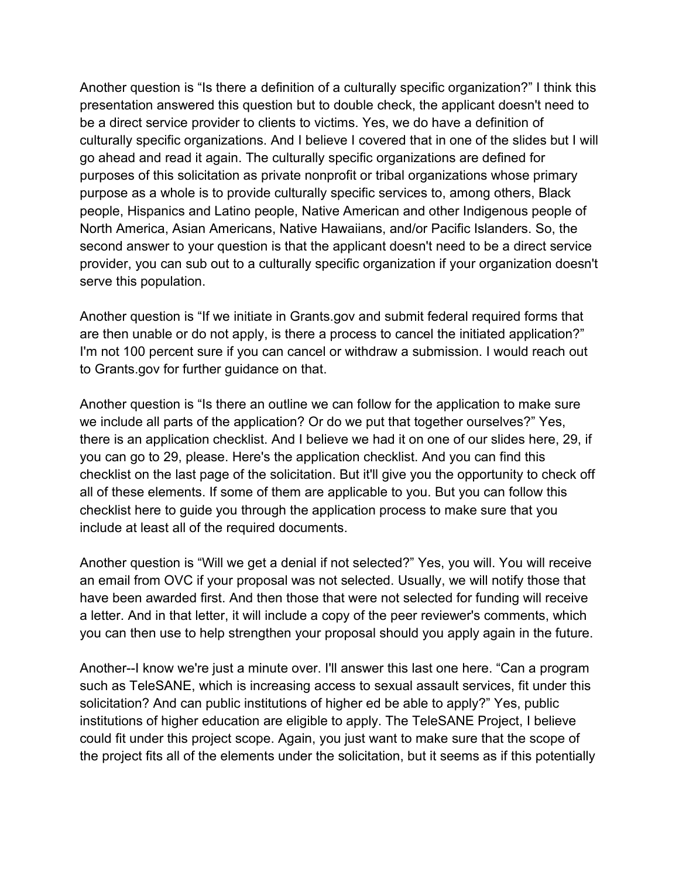Another question is "Is there a definition of a culturally specific organization?" I think this presentation answered this question but to double check, the applicant doesn't need to be a direct service provider to clients to victims. Yes, we do have a definition of culturally specific organizations. And I believe I covered that in one of the slides but I will go ahead and read it again. The culturally specific organizations are defined for purposes of this solicitation as private nonprofit or tribal organizations whose primary purpose as a whole is to provide culturally specific services to, among others, Black people, Hispanics and Latino people, Native American and other Indigenous people of North America, Asian Americans, Native Hawaiians, and/or Pacific Islanders. So, the second answer to your question is that the applicant doesn't need to be a direct service provider, you can sub out to a culturally specific organization if your organization doesn't serve this population.

Another question is "If we initiate in Grants.gov and submit federal required forms that are then unable or do not apply, is there a process to cancel the initiated application?" I'm not 100 percent sure if you can cancel or withdraw a submission. I would reach out to Grants.gov for further guidance on that.

Another question is "Is there an outline we can follow for the application to make sure we include all parts of the application? Or do we put that together ourselves?" Yes, there is an application checklist. And I believe we had it on one of our slides here, 29, if you can go to 29, please. Here's the application checklist. And you can find this checklist on the last page of the solicitation. But it'll give you the opportunity to check off all of these elements. If some of them are applicable to you. But you can follow this checklist here to guide you through the application process to make sure that you include at least all of the required documents.

Another question is "Will we get a denial if not selected?" Yes, you will. You will receive an email from OVC if your proposal was not selected. Usually, we will notify those that have been awarded first. And then those that were not selected for funding will receive a letter. And in that letter, it will include a copy of the peer reviewer's comments, which you can then use to help strengthen your proposal should you apply again in the future.

Another--I know we're just a minute over. I'll answer this last one here. "Can a program such as TeleSANE, which is increasing access to sexual assault services, fit under this solicitation? And can public institutions of higher ed be able to apply?" Yes, public institutions of higher education are eligible to apply. The TeleSANE Project, I believe could fit under this project scope. Again, you just want to make sure that the scope of the project fits all of the elements under the solicitation, but it seems as if this potentially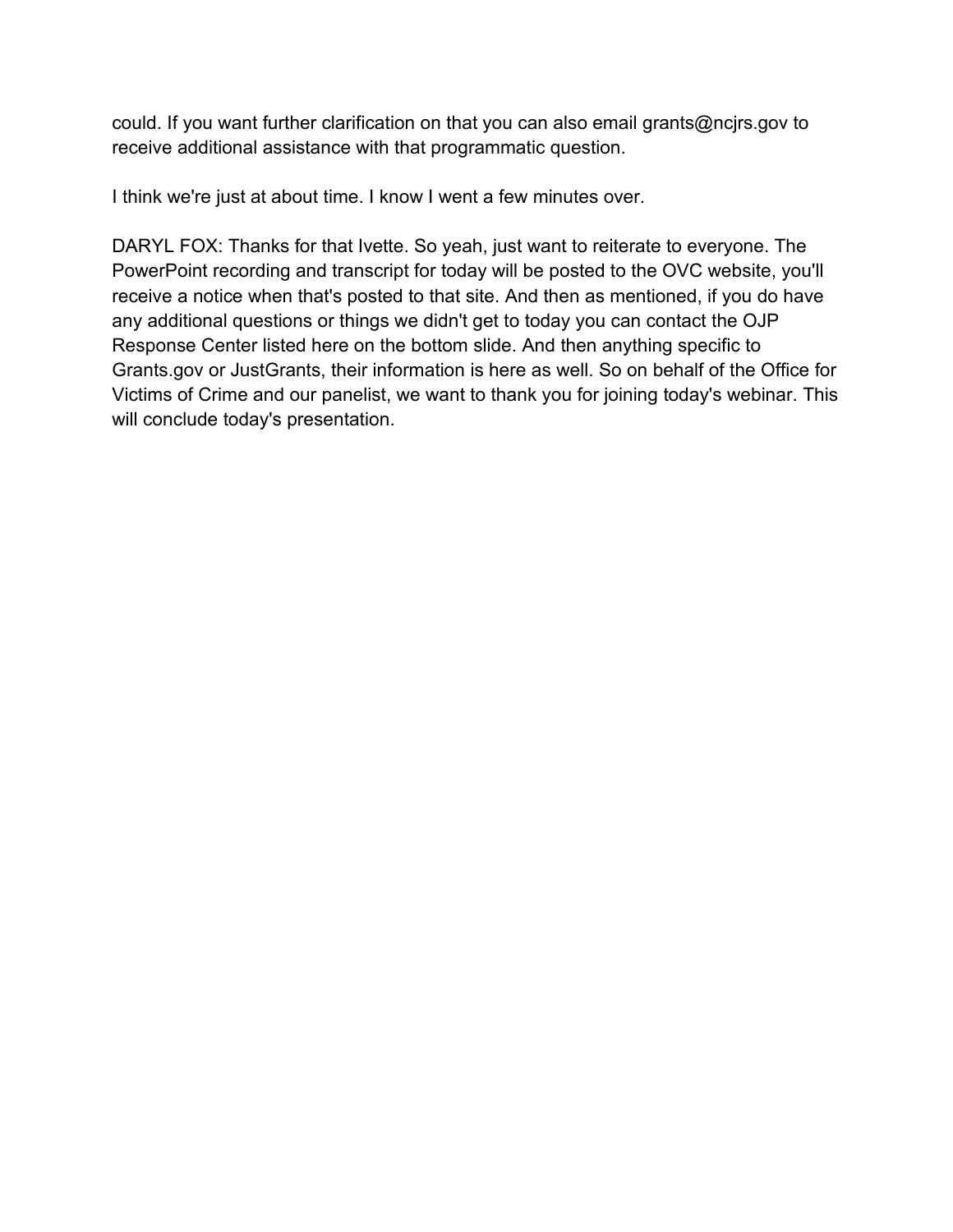could. If you want further clarification on that you can also email grants@ncjrs.gov to receive additional assistance with that programmatic question.

I think we're just at about time. I know I went a few minutes over.

DARYL FOX: Thanks for that Ivette. So yeah, just want to reiterate to everyone. The PowerPoint recording and transcript for today will be posted to the OVC website, you'll receive a notice when that's posted to that site. And then as mentioned, if you do have any additional questions or things we didn't get to today you can contact the OJP Response Center listed here on the bottom slide. And then anything specific to Grants.gov or JustGrants, their information is here as well. So on behalf of the Office for Victims of Crime and our panelist, we want to thank you for joining today's webinar. This will conclude today's presentation.